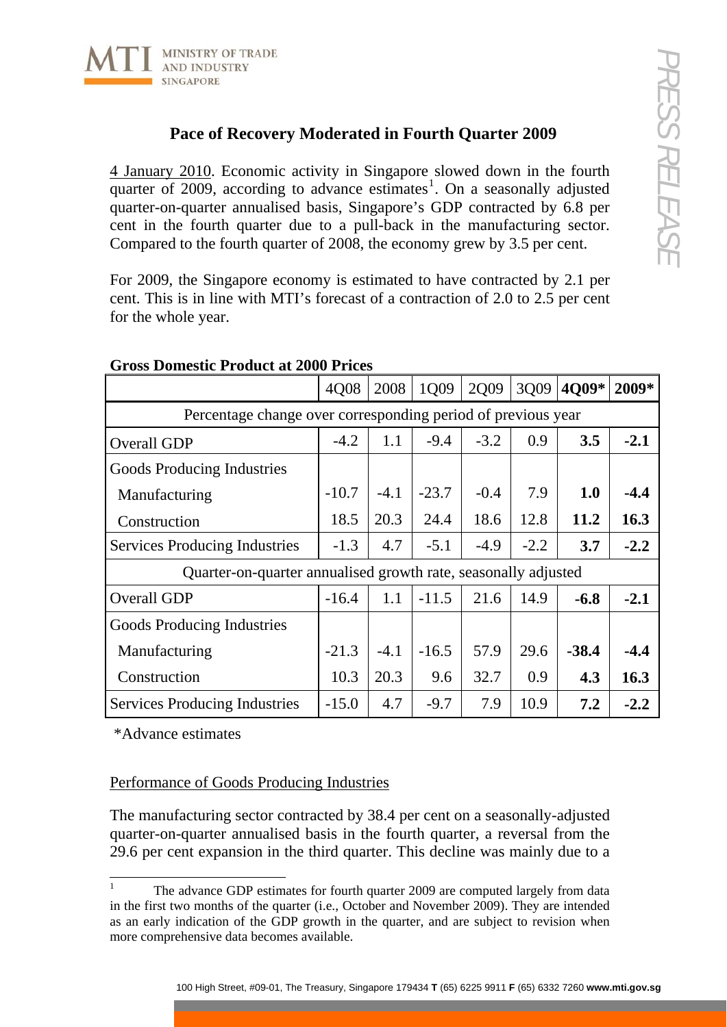# Pace of Recovery Moderated in Fourth Quarter 2009

4 January 2010. Economic activity in Singapore slowed down in the fourth quarter of 2009, according to advance estimates[1]. On a seasonally adjusted quarter-on-quarter annualised basis, Singapore's GDP contracted by 6.8 per cent in the fourth quarter due to a pull-back in the manufacturing sector. Compared to the fourth quarter of 2008, the economy grew by 3.5 per cent.

For 2009, the Singapore economy is estimated to have contracted by 2.1 per cent. This is in line with MTI's forecast of a contraction of 2.0 to 2.5 per cent for the whole year.

**Gross Domestic Product at 2000 Prices**

| | 4Q08 | 2008 | 1Q09 | 2Q09 | 3Q09 | **4Q09*** | **2009*** |
|---|---|---|---|---|---|---|---|
| Percentage change over corresponding period of previous year | | | | | | | |
| Overall GDP | -4.2 | 1.1 | -9.4 | -3.2 | 0.9 | **3.5** | **-2.1** |
| Goods Producing Industries | | | | | | | |
| Manufacturing | -10.7 | -4.1 | -23.7 | -0.4 | 7.9 | **1.0** | **-4.4** |
| Construction | 18.5 | 20.3 | 24.4 | 18.6 | 12.8 | **11.2** | **16.3** |
| Services Producing Industries | -1.3 | 4.7 | -5.1 | -4.9 | -2.2 | **3.7** | **-2.2** |
| Quarter-on-quarter annualised growth rate, seasonally adjusted | | | | | | | |
| Overall GDP | -16.4 | 1.1 | -11.5 | 21.6 | 14.9 | **-6.8** | **-2.1** |
| Goods Producing Industries | | | | | | | |
| Manufacturing | -21.3 | -4.1 | -16.5 | 57.9 | 29.6 | **-38.4** | **-4.4** |
| Construction | 10.3 | 20.3 | 9.6 | 32.7 | 0.9 | **4.3** | **16.3** |
| Services Producing Industries | -15.0 | 4.7 | -9.7 | 7.9 | 10.9 | **7.2** | **-2.2** |

*Advance estimates

## Performance of Goods Producing Industries

The manufacturing sector contracted by 38.4 per cent on a seasonally-adjusted quarter-on-quarter annualised basis in the fourth quarter, a reversal from the 29.6 per cent expansion in the third quarter. This decline was mainly due to a

[1] The advance GDP estimates for fourth quarter 2009 are computed largely from data in the first two months of the quarter (i.e., October and November 2009). They are intended as an early indication of the GDP growth in the quarter, and are subject to revision when more comprehensive data becomes available.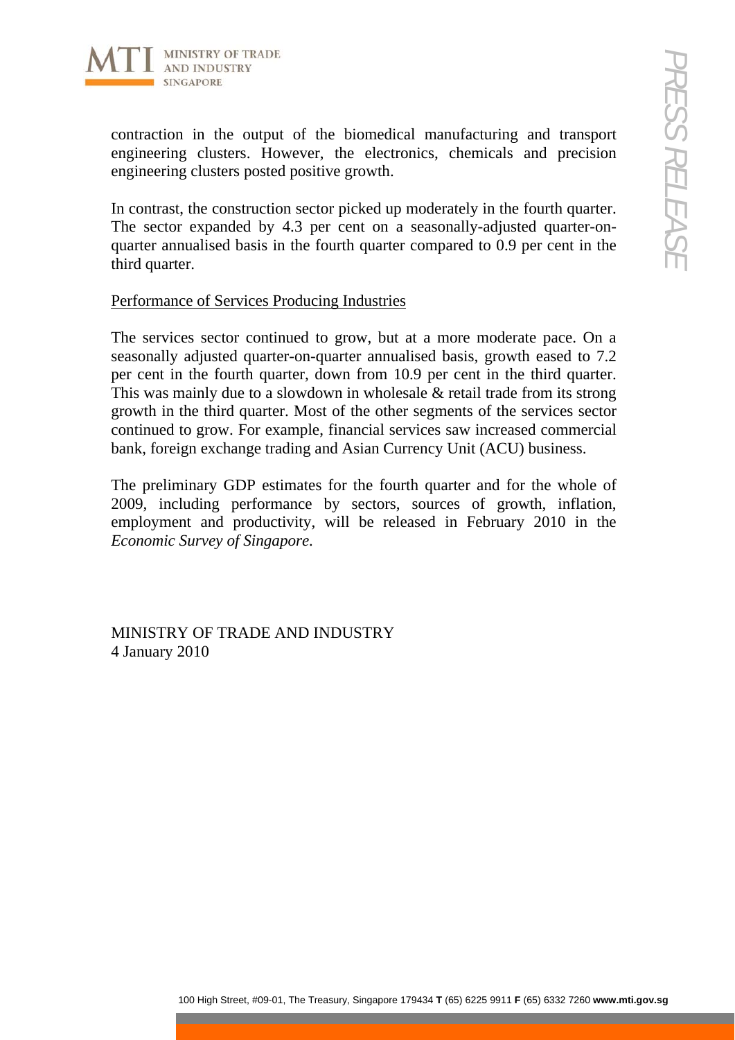contraction in the output of the biomedical manufacturing and transport engineering clusters. However, the electronics, chemicals and precision engineering clusters posted positive growth.

In contrast, the construction sector picked up moderately in the fourth quarter. The sector expanded by 4.3 per cent on a seasonally-adjusted quarter-on-quarter annualised basis in the fourth quarter compared to 0.9 per cent in the third quarter.

## Performance of Services Producing Industries

The services sector continued to grow, but at a more moderate pace. On a seasonally adjusted quarter-on-quarter annualised basis, growth eased to 7.2 per cent in the fourth quarter, down from 10.9 per cent in the third quarter. This was mainly due to a slowdown in wholesale & retail trade from its strong growth in the third quarter. Most of the other segments of the services sector continued to grow. For example, financial services saw increased commercial bank, foreign exchange trading and Asian Currency Unit (ACU) business.

The preliminary GDP estimates for the fourth quarter and for the whole of 2009, including performance by sectors, sources of growth, inflation, employment and productivity, will be released in February 2010 in the *Economic Survey of Singapore*.

MINISTRY OF TRADE AND INDUSTRY
4 January 2010